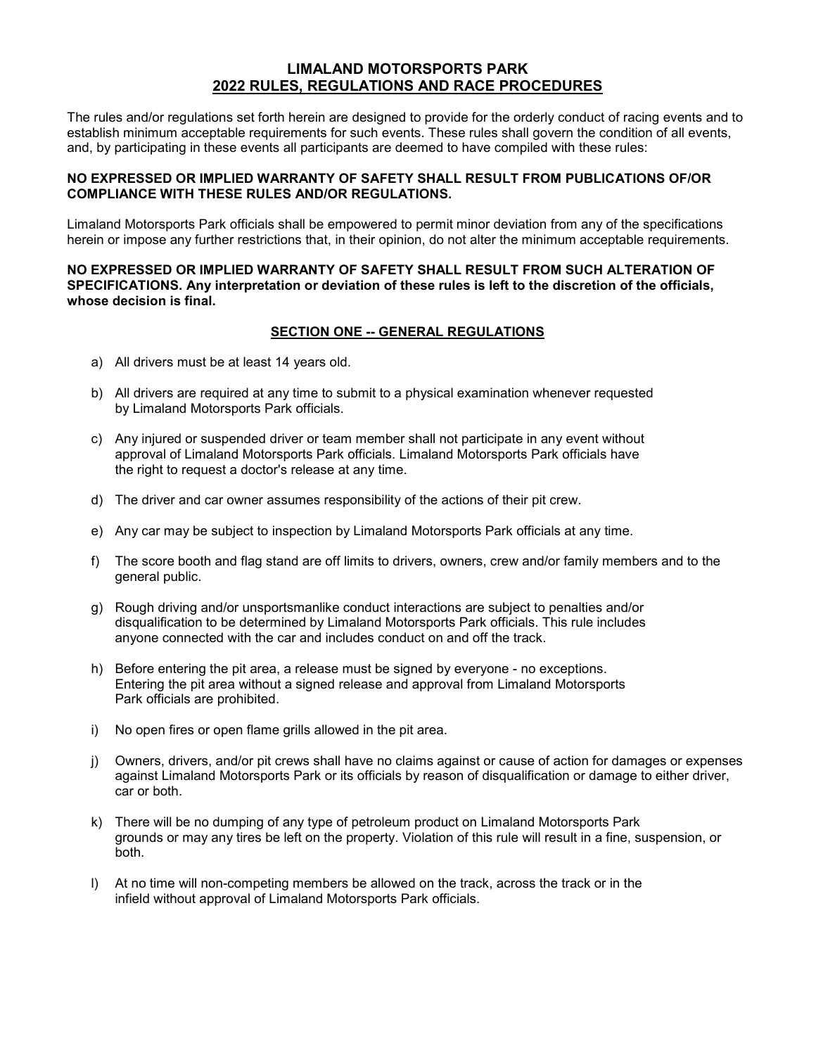# LIMALAND MOTORSPORTS PARK
## 2022 RULES, REGULATIONS AND RACE PROCEDURES

The rules and/or regulations set forth herein are designed to provide for the orderly conduct of racing events and to establish minimum acceptable requirements for such events. These rules shall govern the condition of all events, and, by participating in these events all participants are deemed to have compiled with these rules:

**NO EXPRESSED OR IMPLIED WARRANTY OF SAFETY SHALL RESULT FROM PUBLICATIONS OF/OR COMPLIANCE WITH THESE RULES AND/OR REGULATIONS.**

Limaland Motorsports Park officials shall be empowered to permit minor deviation from any of the specifications herein or impose any further restrictions that, in their opinion, do not alter the minimum acceptable requirements.

**NO EXPRESSED OR IMPLIED WARRANTY OF SAFETY SHALL RESULT FROM SUCH ALTERATION OF SPECIFICATIONS. Any interpretation or deviation of these rules is left to the discretion of the officials, whose decision is final.**

## SECTION ONE -- GENERAL REGULATIONS

a) All drivers must be at least 14 years old.

b) All drivers are required at any time to submit to a physical examination whenever requested by Limaland Motorsports Park officials.

c) Any injured or suspended driver or team member shall not participate in any event without approval of Limaland Motorsports Park officials. Limaland Motorsports Park officials have the right to request a doctor's release at any time.

d) The driver and car owner assumes responsibility of the actions of their pit crew.

e) Any car may be subject to inspection by Limaland Motorsports Park officials at any time.

f) The score booth and flag stand are off limits to drivers, owners, crew and/or family members and to the general public.

g) Rough driving and/or unsportsmanlike conduct interactions are subject to penalties and/or disqualification to be determined by Limaland Motorsports Park officials. This rule includes anyone connected with the car and includes conduct on and off the track.

h) Before entering the pit area, a release must be signed by everyone - no exceptions. Entering the pit area without a signed release and approval from Limaland Motorsports Park officials are prohibited.

i) No open fires or open flame grills allowed in the pit area.

j) Owners, drivers, and/or pit crews shall have no claims against or cause of action for damages or expenses against Limaland Motorsports Park or its officials by reason of disqualification or damage to either driver, car or both.

k) There will be no dumping of any type of petroleum product on Limaland Motorsports Park grounds or may any tires be left on the property. Violation of this rule will result in a fine, suspension, or both.

l) At no time will non-competing members be allowed on the track, across the track or in the infield without approval of Limaland Motorsports Park officials.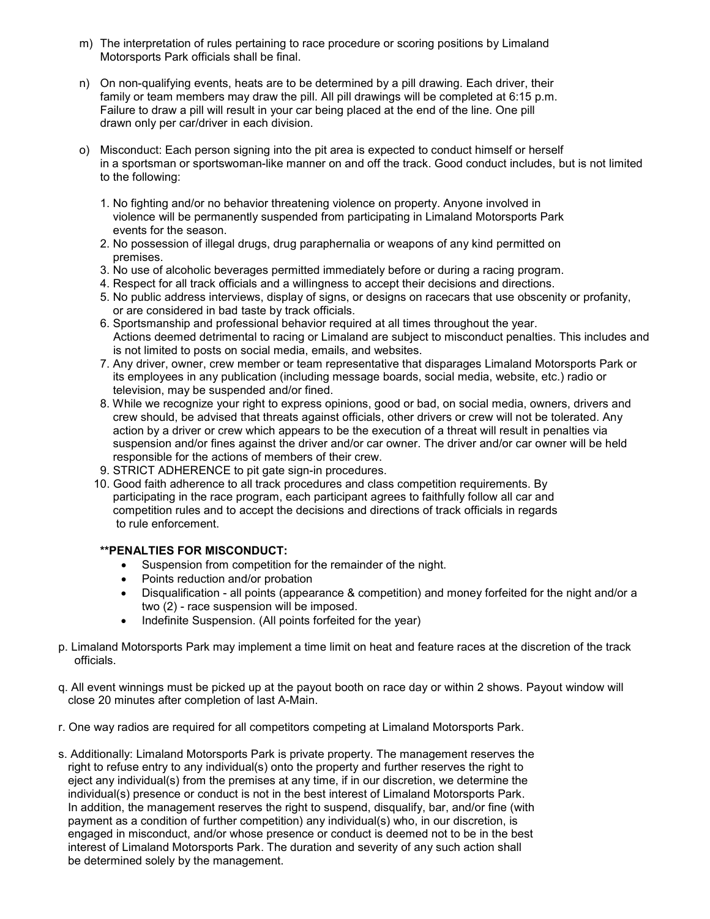m) The interpretation of rules pertaining to race procedure or scoring positions by Limaland Motorsports Park officials shall be final.

n) On non-qualifying events, heats are to be determined by a pill drawing. Each driver, their family or team members may draw the pill. All pill drawings will be completed at 6:15 p.m. Failure to draw a pill will result in your car being placed at the end of the line. One pill drawn only per car/driver in each division.

o) Misconduct: Each person signing into the pit area is expected to conduct himself or herself in a sportsman or sportswoman-like manner on and off the track. Good conduct includes, but is not limited to the following:

1. No fighting and/or no behavior threatening violence on property. Anyone involved in violence will be permanently suspended from participating in Limaland Motorsports Park events for the season.
2. No possession of illegal drugs, drug paraphernalia or weapons of any kind permitted on premises.
3. No use of alcoholic beverages permitted immediately before or during a racing program.
4. Respect for all track officials and a willingness to accept their decisions and directions.
5. No public address interviews, display of signs, or designs on racecars that use obscenity or profanity, or are considered in bad taste by track officials.
6. Sportsmanship and professional behavior required at all times throughout the year. Actions deemed detrimental to racing or Limaland are subject to misconduct penalties. This includes and is not limited to posts on social media, emails, and websites.
7. Any driver, owner, crew member or team representative that disparages Limaland Motorsports Park or its employees in any publication (including message boards, social media, website, etc.) radio or television, may be suspended and/or fined.
8. While we recognize your right to express opinions, good or bad, on social media, owners, drivers and crew should, be advised that threats against officials, other drivers or crew will not be tolerated. Any action by a driver or crew which appears to be the execution of a threat will result in penalties via suspension and/or fines against the driver and/or car owner. The driver and/or car owner will be held responsible for the actions of members of their crew.
9. STRICT ADHERENCE to pit gate sign-in procedures.
10. Good faith adherence to all track procedures and class competition requirements. By participating in the race program, each participant agrees to faithfully follow all car and competition rules and to accept the decisions and directions of track officials in regards to rule enforcement.

**\*\*PENALTIES FOR MISCONDUCT:**

- Suspension from competition for the remainder of the night.
- Points reduction and/or probation
- Disqualification - all points (appearance & competition) and money forfeited for the night and/or a two (2) - race suspension will be imposed.
- Indefinite Suspension. (All points forfeited for the year)

p. Limaland Motorsports Park may implement a time limit on heat and feature races at the discretion of the track officials.

q. All event winnings must be picked up at the payout booth on race day or within 2 shows. Payout window will close 20 minutes after completion of last A-Main.

r. One way radios are required for all competitors competing at Limaland Motorsports Park.

s. Additionally: Limaland Motorsports Park is private property. The management reserves the right to refuse entry to any individual(s) onto the property and further reserves the right to eject any individual(s) from the premises at any time, if in our discretion, we determine the individual(s) presence or conduct is not in the best interest of Limaland Motorsports Park. In addition, the management reserves the right to suspend, disqualify, bar, and/or fine (with payment as a condition of further competition) any individual(s) who, in our discretion, is engaged in misconduct, and/or whose presence or conduct is deemed not to be in the best interest of Limaland Motorsports Park. The duration and severity of any such action shall be determined solely by the management.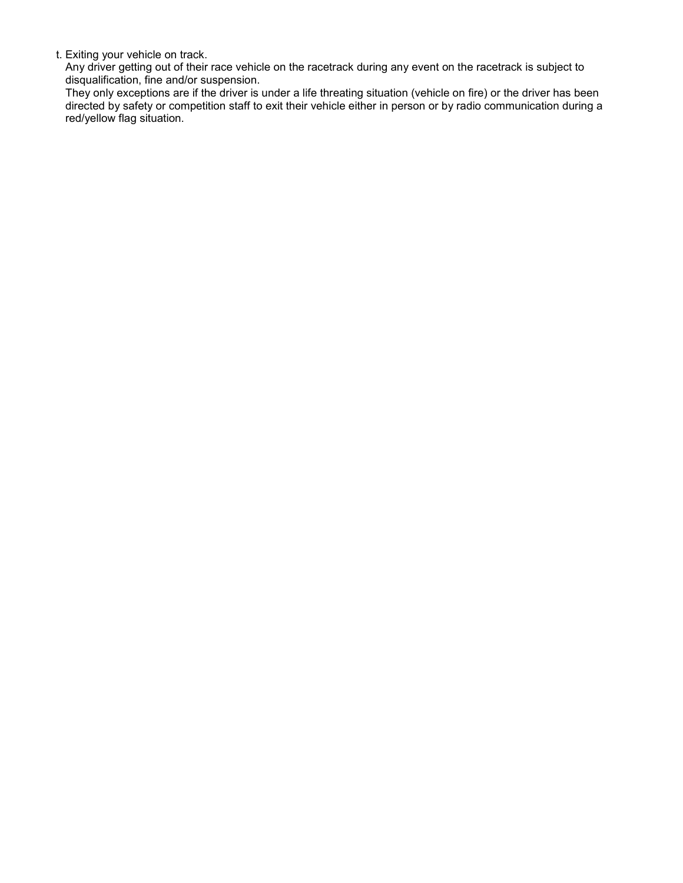t. Exiting your vehicle on track.
   Any driver getting out of their race vehicle on the racetrack during any event on the racetrack is subject to disqualification, fine and/or suspension.
   They only exceptions are if the driver is under a life threating situation (vehicle on fire) or the driver has been directed by safety or competition staff to exit their vehicle either in person or by radio communication during a red/yellow flag situation.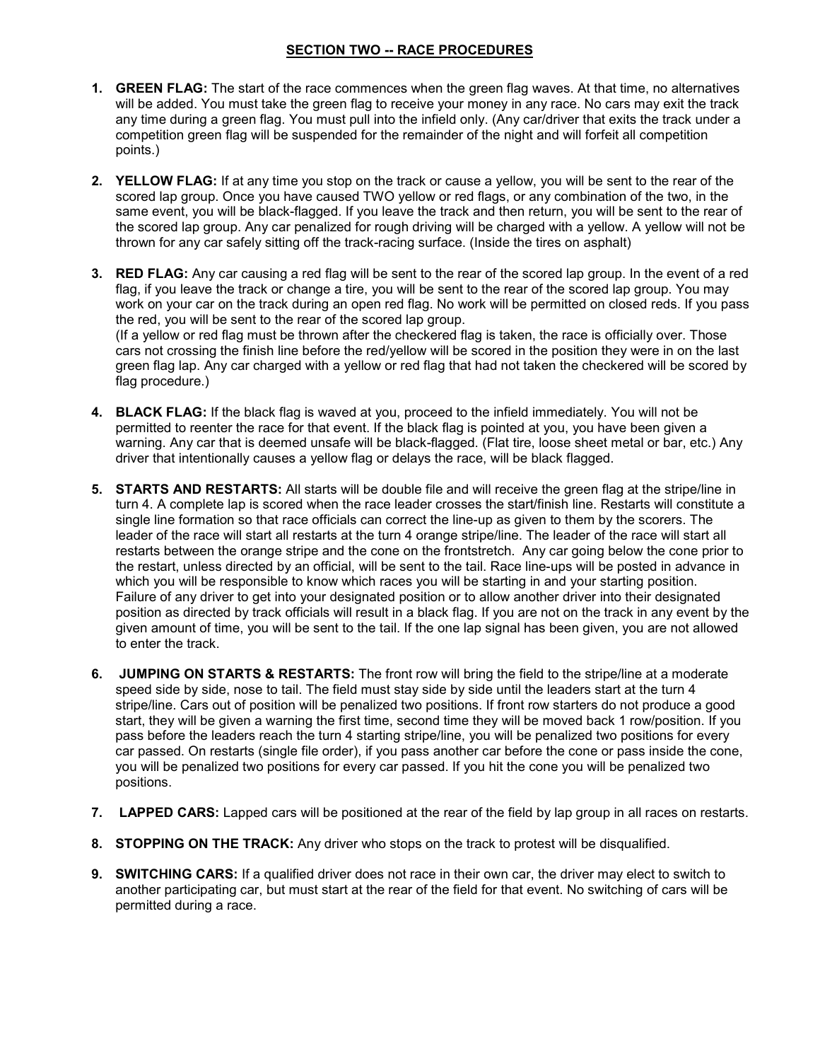## SECTION TWO -- RACE PROCEDURES

1. **GREEN FLAG:** The start of the race commences when the green flag waves. At that time, no alternatives will be added. You must take the green flag to receive your money in any race. No cars may exit the track any time during a green flag. You must pull into the infield only. (Any car/driver that exits the track under a competition green flag will be suspended for the remainder of the night and will forfeit all competition points.)

2. **YELLOW FLAG:** If at any time you stop on the track or cause a yellow, you will be sent to the rear of the scored lap group. Once you have caused TWO yellow or red flags, or any combination of the two, in the same event, you will be black-flagged. If you leave the track and then return, you will be sent to the rear of the scored lap group. Any car penalized for rough driving will be charged with a yellow. A yellow will not be thrown for any car safely sitting off the track-racing surface. (Inside the tires on asphalt)

3. **RED FLAG:** Any car causing a red flag will be sent to the rear of the scored lap group. In the event of a red flag, if you leave the track or change a tire, you will be sent to the rear of the scored lap group. You may work on your car on the track during an open red flag. No work will be permitted on closed reds. If you pass the red, you will be sent to the rear of the scored lap group.
(If a yellow or red flag must be thrown after the checkered flag is taken, the race is officially over. Those cars not crossing the finish line before the red/yellow will be scored in the position they were in on the last green flag lap. Any car charged with a yellow or red flag that had not taken the checkered will be scored by flag procedure.)

4. **BLACK FLAG:** If the black flag is waved at you, proceed to the infield immediately. You will not be permitted to reenter the race for that event. If the black flag is pointed at you, you have been given a warning. Any car that is deemed unsafe will be black-flagged. (Flat tire, loose sheet metal or bar, etc.) Any driver that intentionally causes a yellow flag or delays the race, will be black flagged.

5. **STARTS AND RESTARTS:** All starts will be double file and will receive the green flag at the stripe/line in turn 4. A complete lap is scored when the race leader crosses the start/finish line. Restarts will constitute a single line formation so that race officials can correct the line-up as given to them by the scorers. The leader of the race will start all restarts at the turn 4 orange stripe/line. The leader of the race will start all restarts between the orange stripe and the cone on the frontstretch. Any car going below the cone prior to the restart, unless directed by an official, will be sent to the tail. Race line-ups will be posted in advance in which you will be responsible to know which races you will be starting in and your starting position. Failure of any driver to get into your designated position or to allow another driver into their designated position as directed by track officials will result in a black flag. If you are not on the track in any event by the given amount of time, you will be sent to the tail. If the one lap signal has been given, you are not allowed to enter the track.

6. **JUMPING ON STARTS & RESTARTS:** The front row will bring the field to the stripe/line at a moderate speed side by side, nose to tail. The field must stay side by side until the leaders start at the turn 4 stripe/line. Cars out of position will be penalized two positions. If front row starters do not produce a good start, they will be given a warning the first time, second time they will be moved back 1 row/position. If you pass before the leaders reach the turn 4 starting stripe/line, you will be penalized two positions for every car passed. On restarts (single file order), if you pass another car before the cone or pass inside the cone, you will be penalized two positions for every car passed. If you hit the cone you will be penalized two positions.

7. **LAPPED CARS:** Lapped cars will be positioned at the rear of the field by lap group in all races on restarts.

8. **STOPPING ON THE TRACK:** Any driver who stops on the track to protest will be disqualified.

9. **SWITCHING CARS:** If a qualified driver does not race in their own car, the driver may elect to switch to another participating car, but must start at the rear of the field for that event. No switching of cars will be permitted during a race.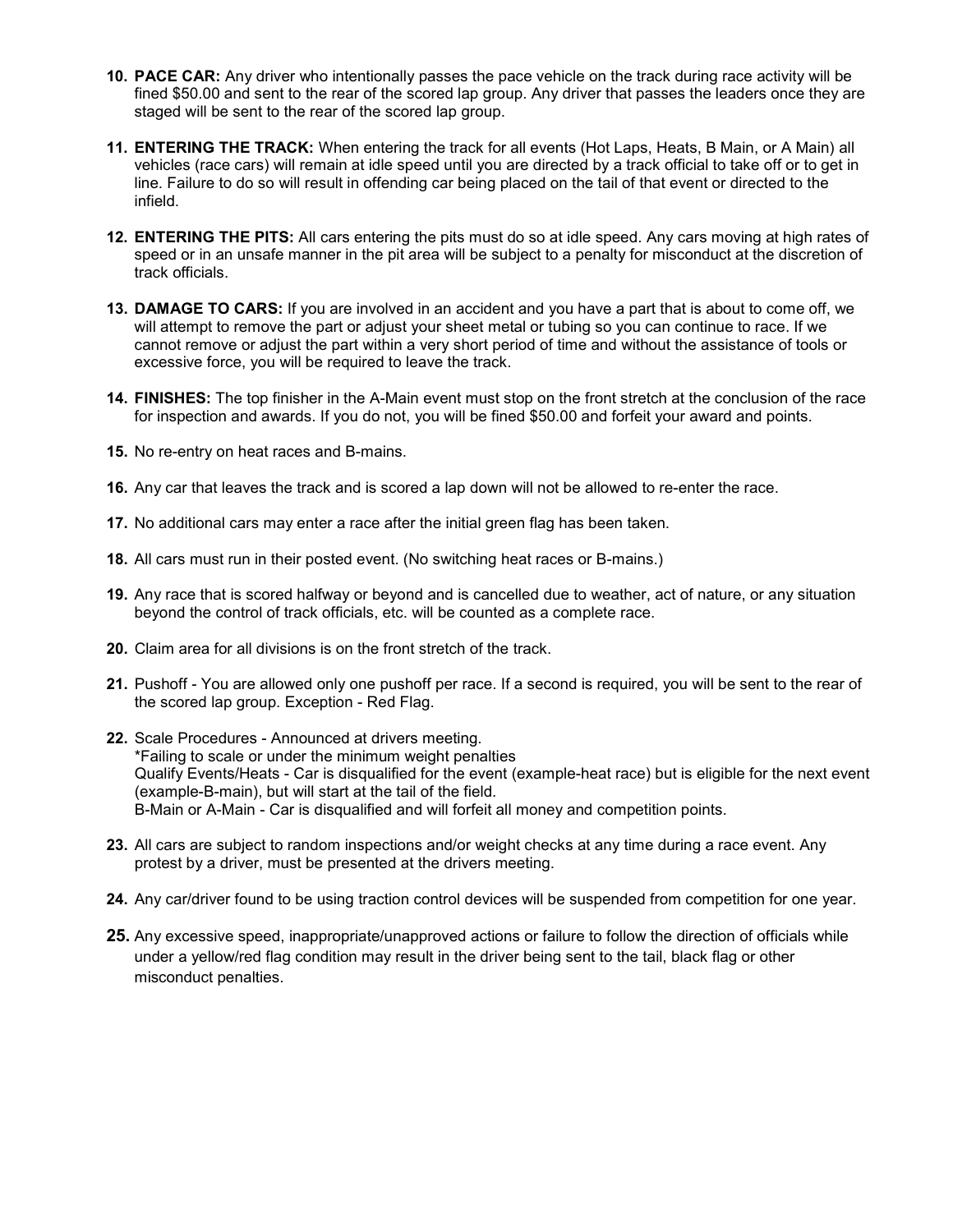10. **PACE CAR:** Any driver who intentionally passes the pace vehicle on the track during race activity will be fined $50.00 and sent to the rear of the scored lap group. Any driver that passes the leaders once they are staged will be sent to the rear of the scored lap group.

11. **ENTERING THE TRACK:** When entering the track for all events (Hot Laps, Heats, B Main, or A Main) all vehicles (race cars) will remain at idle speed until you are directed by a track official to take off or to get in line. Failure to do so will result in offending car being placed on the tail of that event or directed to the infield.

12. **ENTERING THE PITS:** All cars entering the pits must do so at idle speed. Any cars moving at high rates of speed or in an unsafe manner in the pit area will be subject to a penalty for misconduct at the discretion of track officials.

13. **DAMAGE TO CARS:** If you are involved in an accident and you have a part that is about to come off, we will attempt to remove the part or adjust your sheet metal or tubing so you can continue to race. If we cannot remove or adjust the part within a very short period of time and without the assistance of tools or excessive force, you will be required to leave the track.

14. **FINISHES:** The top finisher in the A-Main event must stop on the front stretch at the conclusion of the race for inspection and awards. If you do not, you will be fined $50.00 and forfeit your award and points.

15. No re-entry on heat races and B-mains.

16. Any car that leaves the track and is scored a lap down will not be allowed to re-enter the race.

17. No additional cars may enter a race after the initial green flag has been taken.

18. All cars must run in their posted event. (No switching heat races or B-mains.)

19. Any race that is scored halfway or beyond and is cancelled due to weather, act of nature, or any situation beyond the control of track officials, etc. will be counted as a complete race.

20. Claim area for all divisions is on the front stretch of the track.

21. Pushoff - You are allowed only one pushoff per race. If a second is required, you will be sent to the rear of the scored lap group. Exception - Red Flag.

22. Scale Procedures - Announced at drivers meeting.
    *Failing to scale or under the minimum weight penalties
    Qualify Events/Heats - Car is disqualified for the event (example-heat race) but is eligible for the next event (example-B-main), but will start at the tail of the field.
    B-Main or A-Main - Car is disqualified and will forfeit all money and competition points.

23. All cars are subject to random inspections and/or weight checks at any time during a race event. Any protest by a driver, must be presented at the drivers meeting.

24. Any car/driver found to be using traction control devices will be suspended from competition for one year.

25. Any excessive speed, inappropriate/unapproved actions or failure to follow the direction of officials while under a yellow/red flag condition may result in the driver being sent to the tail, black flag or other misconduct penalties.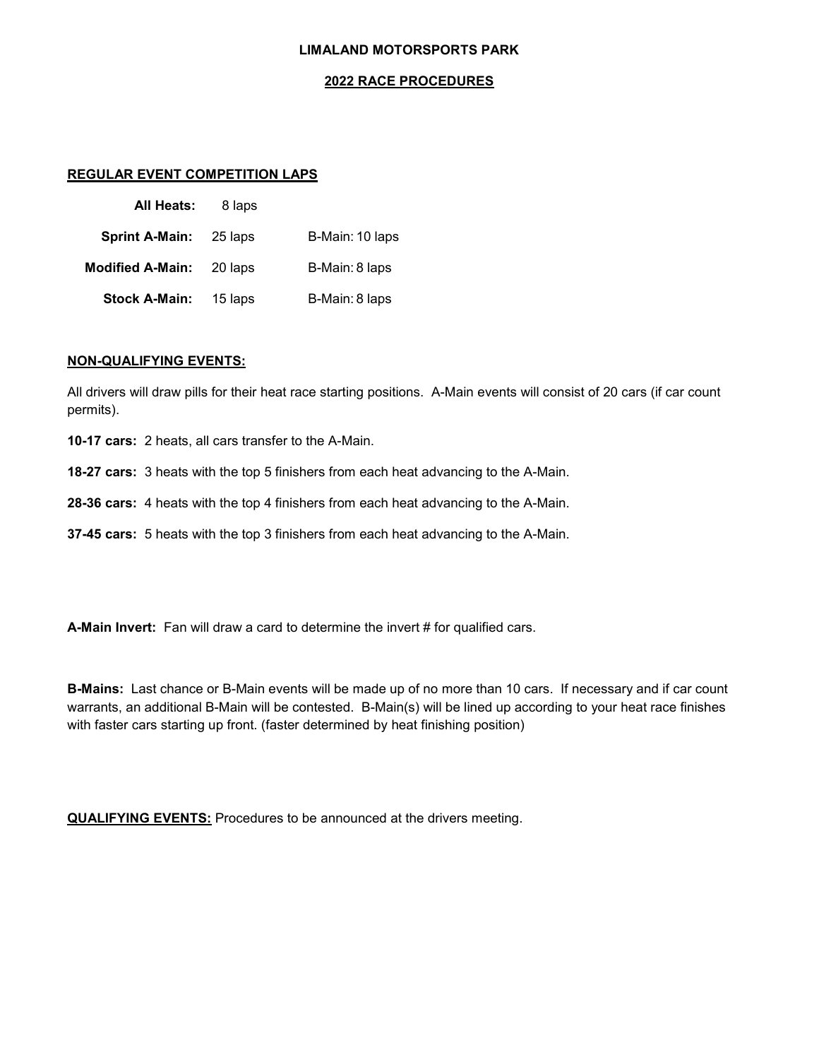**LIMALAND MOTORSPORTS PARK**

**2022 RACE PROCEDURES**

## REGULAR EVENT COMPETITION LAPS

| | | |
|---|---|---|
| **All Heats:** | 8 laps | |
| **Sprint A-Main:** | 25 laps | B-Main: 10 laps |
| **Modified A-Main:** | 20 laps | B-Main: 8 laps |
| **Stock A-Main:** | 15 laps | B-Main: 8 laps |

## NON-QUALIFYING EVENTS:

All drivers will draw pills for their heat race starting positions. A-Main events will consist of 20 cars (if car count permits).

**10-17 cars:** 2 heats, all cars transfer to the A-Main.

**18-27 cars:** 3 heats with the top 5 finishers from each heat advancing to the A-Main.

**28-36 cars:** 4 heats with the top 4 finishers from each heat advancing to the A-Main.

**37-45 cars:** 5 heats with the top 3 finishers from each heat advancing to the A-Main.

**A-Main Invert:** Fan will draw a card to determine the invert # for qualified cars.

**B-Mains:** Last chance or B-Main events will be made up of no more than 10 cars. If necessary and if car count warrants, an additional B-Main will be contested. B-Main(s) will be lined up according to your heat race finishes with faster cars starting up front. (faster determined by heat finishing position)

**QUALIFYING EVENTS:** Procedures to be announced at the drivers meeting.